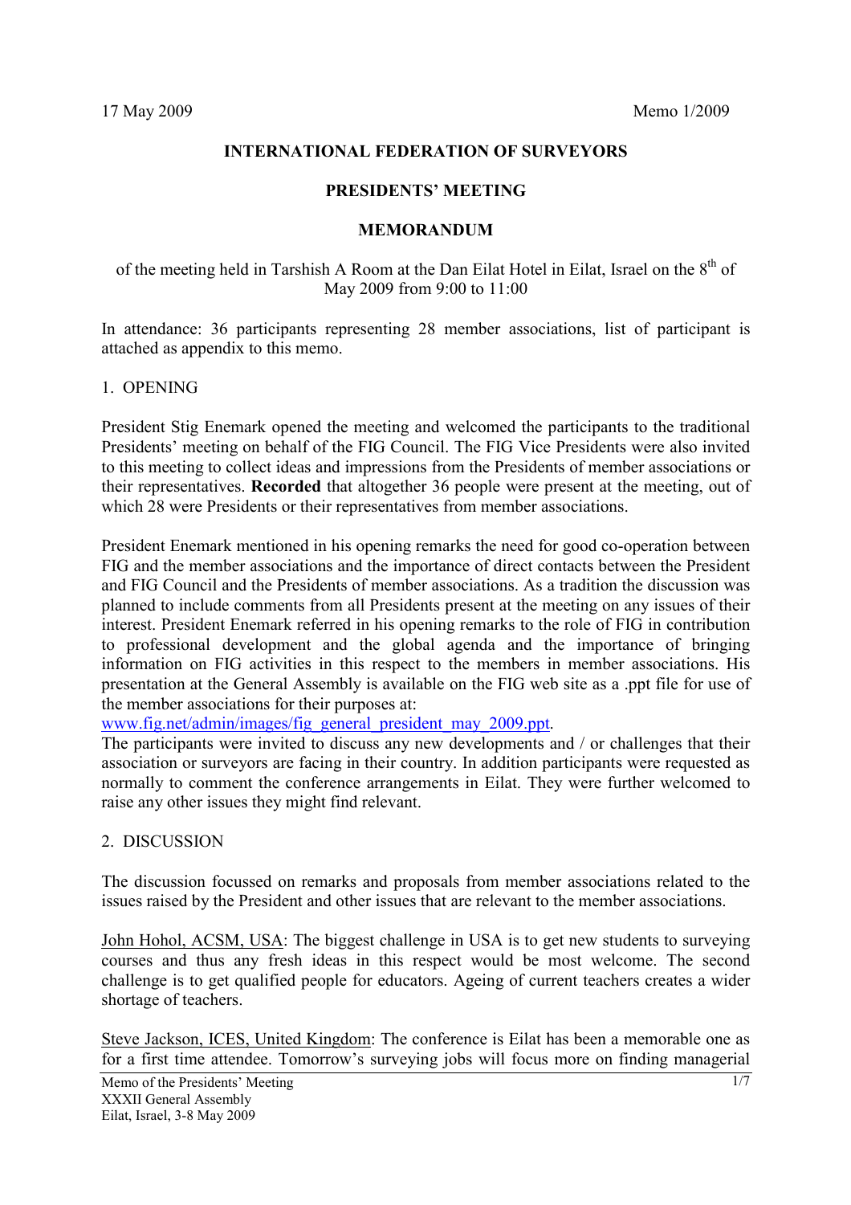17 May 2009 Memo 1/2009

**INTERNATIONAL FEDERATION OF SURVEYORS**

**PRESIDENTS' MEETING**

**MEMORANDUM**

of the meeting held in Tarshish A Room at the Dan Eilat Hotel in Eilat, Israel on the 8th of May 2009 from 9:00 to 11:00

In attendance: 36 participants representing 28 member associations, list of participant is attached as appendix to this memo.

## 1. OPENING

President Stig Enemark opened the meeting and welcomed the participants to the traditional Presidents' meeting on behalf of the FIG Council. The FIG Vice Presidents were also invited to this meeting to collect ideas and impressions from the Presidents of member associations or their representatives. **Recorded** that altogether 36 people were present at the meeting, out of which 28 were Presidents or their representatives from member associations.

President Enemark mentioned in his opening remarks the need for good co-operation between FIG and the member associations and the importance of direct contacts between the President and FIG Council and the Presidents of member associations. As a tradition the discussion was planned to include comments from all Presidents present at the meeting on any issues of their interest. President Enemark referred in his opening remarks to the role of FIG in contribution to professional development and the global agenda and the importance of bringing information on FIG activities in this respect to the members in member associations. His presentation at the General Assembly is available on the FIG web site as a .ppt file for use of the member associations for their purposes at:
www.fig.net/admin/images/fig_general_president_may_2009.ppt.
The participants were invited to discuss any new developments and / or challenges that their association or surveyors are facing in their country. In addition participants were requested as normally to comment the conference arrangements in Eilat. They were further welcomed to raise any other issues they might find relevant.

## 2. DISCUSSION

The discussion focussed on remarks and proposals from member associations related to the issues raised by the President and other issues that are relevant to the member associations.

John Hohol, ACSM, USA: The biggest challenge in USA is to get new students to surveying courses and thus any fresh ideas in this respect would be most welcome. The second challenge is to get qualified people for educators. Ageing of current teachers creates a wider shortage of teachers.

Steve Jackson, ICES, United Kingdom: The conference is Eilat has been a memorable one as for a first time attendee. Tomorrow's surveying jobs will focus more on finding managerial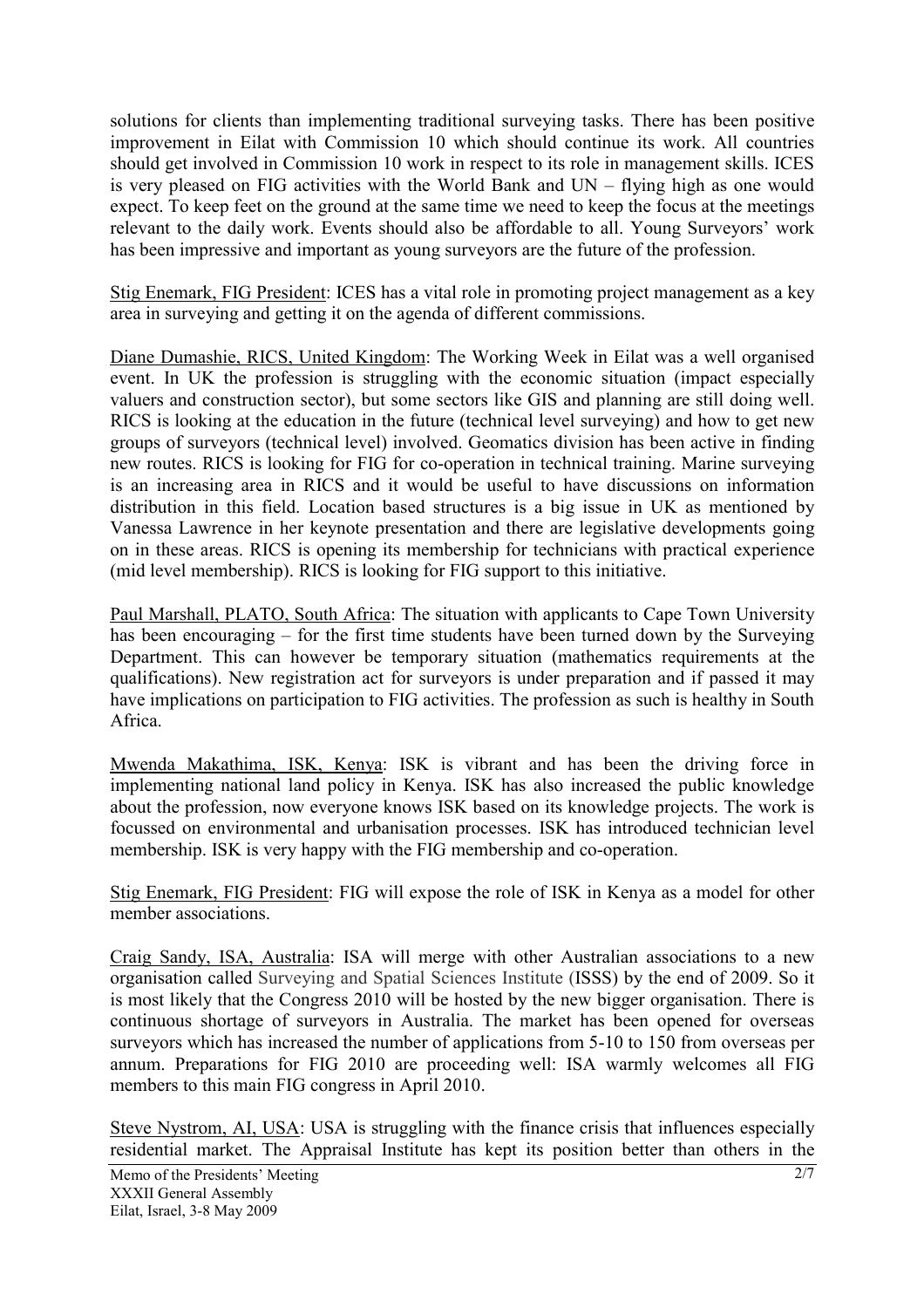solutions for clients than implementing traditional surveying tasks. There has been positive improvement in Eilat with Commission 10 which should continue its work. All countries should get involved in Commission 10 work in respect to its role in management skills. ICES is very pleased on FIG activities with the World Bank and UN – flying high as one would expect. To keep feet on the ground at the same time we need to keep the focus at the meetings relevant to the daily work. Events should also be affordable to all. Young Surveyors' work has been impressive and important as young surveyors are the future of the profession.

Stig Enemark, FIG President: ICES has a vital role in promoting project management as a key area in surveying and getting it on the agenda of different commissions.

Diane Dumashie, RICS, United Kingdom: The Working Week in Eilat was a well organised event. In UK the profession is struggling with the economic situation (impact especially valuers and construction sector), but some sectors like GIS and planning are still doing well. RICS is looking at the education in the future (technical level surveying) and how to get new groups of surveyors (technical level) involved. Geomatics division has been active in finding new routes. RICS is looking for FIG for co-operation in technical training. Marine surveying is an increasing area in RICS and it would be useful to have discussions on information distribution in this field. Location based structures is a big issue in UK as mentioned by Vanessa Lawrence in her keynote presentation and there are legislative developments going on in these areas. RICS is opening its membership for technicians with practical experience (mid level membership). RICS is looking for FIG support to this initiative.

Paul Marshall, PLATO, South Africa: The situation with applicants to Cape Town University has been encouraging – for the first time students have been turned down by the Surveying Department. This can however be temporary situation (mathematics requirements at the qualifications). New registration act for surveyors is under preparation and if passed it may have implications on participation to FIG activities. The profession as such is healthy in South Africa.

Mwenda Makathima, ISK, Kenya: ISK is vibrant and has been the driving force in implementing national land policy in Kenya. ISK has also increased the public knowledge about the profession, now everyone knows ISK based on its knowledge projects. The work is focussed on environmental and urbanisation processes. ISK has introduced technician level membership. ISK is very happy with the FIG membership and co-operation.

Stig Enemark, FIG President: FIG will expose the role of ISK in Kenya as a model for other member associations.

Craig Sandy, ISA, Australia: ISA will merge with other Australian associations to a new organisation called Surveying and Spatial Sciences Institute (ISSS) by the end of 2009. So it is most likely that the Congress 2010 will be hosted by the new bigger organisation. There is continuous shortage of surveyors in Australia. The market has been opened for overseas surveyors which has increased the number of applications from 5-10 to 150 from overseas per annum. Preparations for FIG 2010 are proceeding well: ISA warmly welcomes all FIG members to this main FIG congress in April 2010.

Steve Nystrom, AI, USA: USA is struggling with the finance crisis that influences especially residential market. The Appraisal Institute has kept its position better than others in the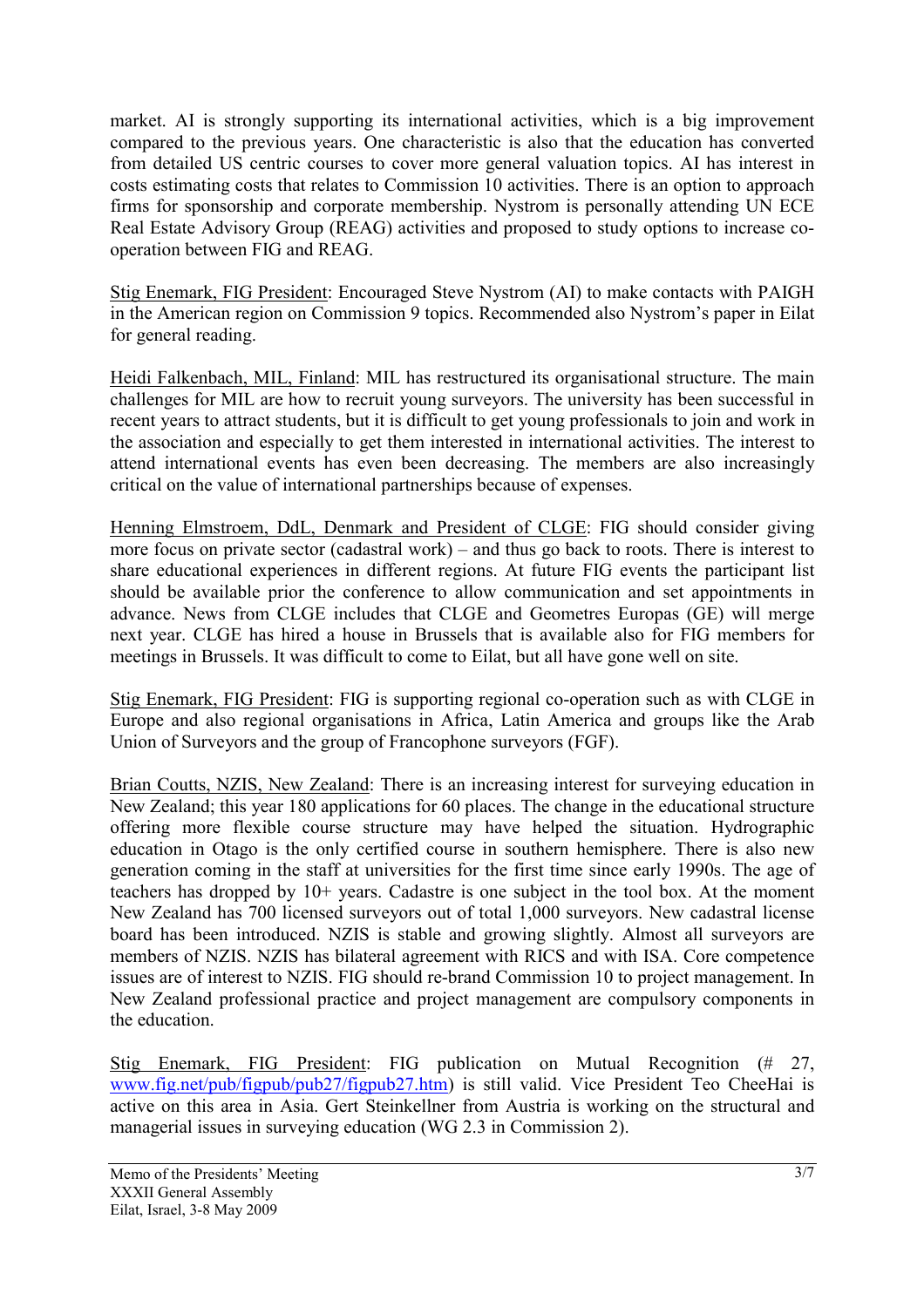market. AI is strongly supporting its international activities, which is a big improvement compared to the previous years. One characteristic is also that the education has converted from detailed US centric courses to cover more general valuation topics. AI has interest in costs estimating costs that relates to Commission 10 activities. There is an option to approach firms for sponsorship and corporate membership. Nystrom is personally attending UN ECE Real Estate Advisory Group (REAG) activities and proposed to study options to increase co-operation between FIG and REAG.

Stig Enemark, FIG President: Encouraged Steve Nystrom (AI) to make contacts with PAIGH in the American region on Commission 9 topics. Recommended also Nystrom's paper in Eilat for general reading.

Heidi Falkenbach, MIL, Finland: MIL has restructured its organisational structure. The main challenges for MIL are how to recruit young surveyors. The university has been successful in recent years to attract students, but it is difficult to get young professionals to join and work in the association and especially to get them interested in international activities. The interest to attend international events has even been decreasing. The members are also increasingly critical on the value of international partnerships because of expenses.

Henning Elmstroem, DdL, Denmark and President of CLGE: FIG should consider giving more focus on private sector (cadastral work) – and thus go back to roots. There is interest to share educational experiences in different regions. At future FIG events the participant list should be available prior the conference to allow communication and set appointments in advance. News from CLGE includes that CLGE and Geometres Europas (GE) will merge next year. CLGE has hired a house in Brussels that is available also for FIG members for meetings in Brussels. It was difficult to come to Eilat, but all have gone well on site.

Stig Enemark, FIG President: FIG is supporting regional co-operation such as with CLGE in Europe and also regional organisations in Africa, Latin America and groups like the Arab Union of Surveyors and the group of Francophone surveyors (FGF).

Brian Coutts, NZIS, New Zealand: There is an increasing interest for surveying education in New Zealand; this year 180 applications for 60 places. The change in the educational structure offering more flexible course structure may have helped the situation. Hydrographic education in Otago is the only certified course in southern hemisphere. There is also new generation coming in the staff at universities for the first time since early 1990s. The age of teachers has dropped by 10+ years. Cadastre is one subject in the tool box. At the moment New Zealand has 700 licensed surveyors out of total 1,000 surveyors. New cadastral license board has been introduced. NZIS is stable and growing slightly. Almost all surveyors are members of NZIS. NZIS has bilateral agreement with RICS and with ISA. Core competence issues are of interest to NZIS. FIG should re-brand Commission 10 to project management. In New Zealand professional practice and project management are compulsory components in the education.

Stig Enemark, FIG President: FIG publication on Mutual Recognition (# 27, www.fig.net/pub/figpub/pub27/figpub27.htm) is still valid. Vice President Teo CheeHai is active on this area in Asia. Gert Steinkellner from Austria is working on the structural and managerial issues in surveying education (WG 2.3 in Commission 2).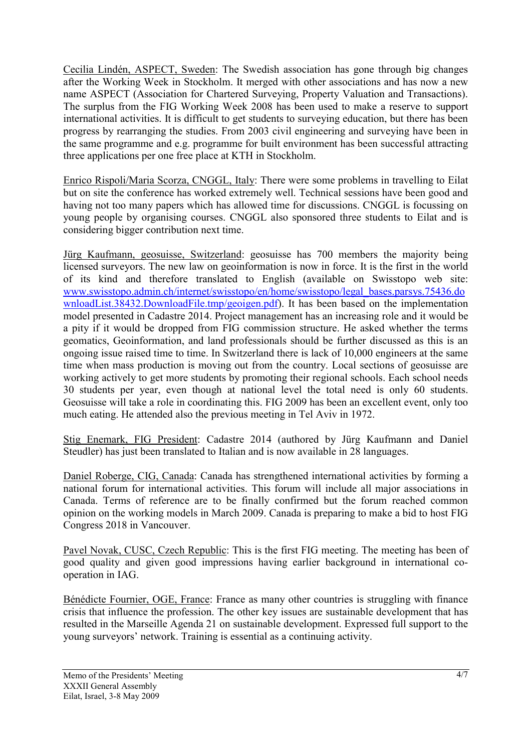Cecilia Lindén, ASPECT, Sweden: The Swedish association has gone through big changes after the Working Week in Stockholm. It merged with other associations and has now a new name ASPECT (Association for Chartered Surveying, Property Valuation and Transactions). The surplus from the FIG Working Week 2008 has been used to make a reserve to support international activities. It is difficult to get students to surveying education, but there has been progress by rearranging the studies. From 2003 civil engineering and surveying have been in the same programme and e.g. programme for built environment has been successful attracting three applications per one free place at KTH in Stockholm.

Enrico Rispoli/Maria Scorza, CNGGL, Italy: There were some problems in travelling to Eilat but on site the conference has worked extremely well. Technical sessions have been good and having not too many papers which has allowed time for discussions. CNGGL is focussing on young people by organising courses. CNGGL also sponsored three students to Eilat and is considering bigger contribution next time.

Jürg Kaufmann, geosuisse, Switzerland: geosuisse has 700 members the majority being licensed surveyors. The new law on geoinformation is now in force. It is the first in the world of its kind and therefore translated to English (available on Swisstopo web site: www.swisstopo.admin.ch/internet/swisstopo/en/home/swisstopo/legal_bases.parsys.75436.downloadList.38432.DownloadFile.tmp/geoigen.pdf). It has been based on the implementation model presented in Cadastre 2014. Project management has an increasing role and it would be a pity if it would be dropped from FIG commission structure. He asked whether the terms geomatics, Geoinformation, and land professionals should be further discussed as this is an ongoing issue raised time to time. In Switzerland there is lack of 10,000 engineers at the same time when mass production is moving out from the country. Local sections of geosuisse are working actively to get more students by promoting their regional schools. Each school needs 30 students per year, even though at national level the total need is only 60 students. Geosuisse will take a role in coordinating this. FIG 2009 has been an excellent event, only too much eating. He attended also the previous meeting in Tel Aviv in 1972.

Stig Enemark, FIG President: Cadastre 2014 (authored by Jürg Kaufmann and Daniel Steudler) has just been translated to Italian and is now available in 28 languages.

Daniel Roberge, CIG, Canada: Canada has strengthened international activities by forming a national forum for international activities. This forum will include all major associations in Canada. Terms of reference are to be finally confirmed but the forum reached common opinion on the working models in March 2009. Canada is preparing to make a bid to host FIG Congress 2018 in Vancouver.

Pavel Novak, CUSC, Czech Republic: This is the first FIG meeting. The meeting has been of good quality and given good impressions having earlier background in international co-operation in IAG.

Bénédicte Fournier, OGE, France: France as many other countries is struggling with finance crisis that influence the profession. The other key issues are sustainable development that has resulted in the Marseille Agenda 21 on sustainable development. Expressed full support to the young surveyors' network. Training is essential as a continuing activity.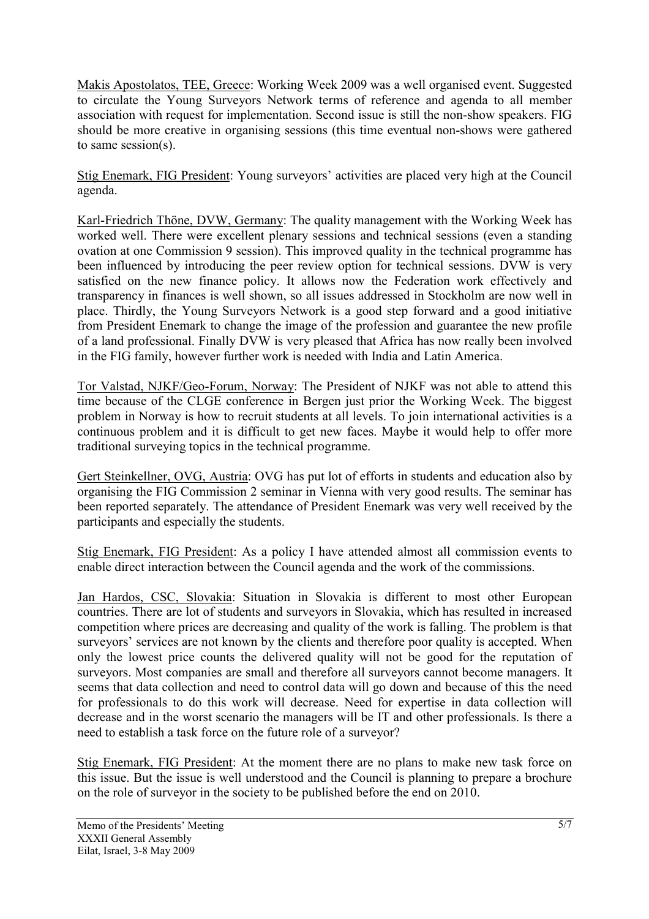Makis Apostolatos, TEE, Greece: Working Week 2009 was a well organised event. Suggested to circulate the Young Surveyors Network terms of reference and agenda to all member association with request for implementation. Second issue is still the non-show speakers. FIG should be more creative in organising sessions (this time eventual non-shows were gathered to same session(s).

Stig Enemark, FIG President: Young surveyors' activities are placed very high at the Council agenda.

Karl-Friedrich Thöne, DVW, Germany: The quality management with the Working Week has worked well. There were excellent plenary sessions and technical sessions (even a standing ovation at one Commission 9 session). This improved quality in the technical programme has been influenced by introducing the peer review option for technical sessions. DVW is very satisfied on the new finance policy. It allows now the Federation work effectively and transparency in finances is well shown, so all issues addressed in Stockholm are now well in place. Thirdly, the Young Surveyors Network is a good step forward and a good initiative from President Enemark to change the image of the profession and guarantee the new profile of a land professional. Finally DVW is very pleased that Africa has now really been involved in the FIG family, however further work is needed with India and Latin America.

Tor Valstad, NJKF/Geo-Forum, Norway: The President of NJKF was not able to attend this time because of the CLGE conference in Bergen just prior the Working Week. The biggest problem in Norway is how to recruit students at all levels. To join international activities is a continuous problem and it is difficult to get new faces. Maybe it would help to offer more traditional surveying topics in the technical programme.

Gert Steinkellner, OVG, Austria: OVG has put lot of efforts in students and education also by organising the FIG Commission 2 seminar in Vienna with very good results. The seminar has been reported separately. The attendance of President Enemark was very well received by the participants and especially the students.

Stig Enemark, FIG President: As a policy I have attended almost all commission events to enable direct interaction between the Council agenda and the work of the commissions.

Jan Hardos, CSC, Slovakia: Situation in Slovakia is different to most other European countries. There are lot of students and surveyors in Slovakia, which has resulted in increased competition where prices are decreasing and quality of the work is falling. The problem is that surveyors' services are not known by the clients and therefore poor quality is accepted. When only the lowest price counts the delivered quality will not be good for the reputation of surveyors. Most companies are small and therefore all surveyors cannot become managers. It seems that data collection and need to control data will go down and because of this the need for professionals to do this work will decrease. Need for expertise in data collection will decrease and in the worst scenario the managers will be IT and other professionals. Is there a need to establish a task force on the future role of a surveyor?

Stig Enemark, FIG President: At the moment there are no plans to make new task force on this issue. But the issue is well understood and the Council is planning to prepare a brochure on the role of surveyor in the society to be published before the end on 2010.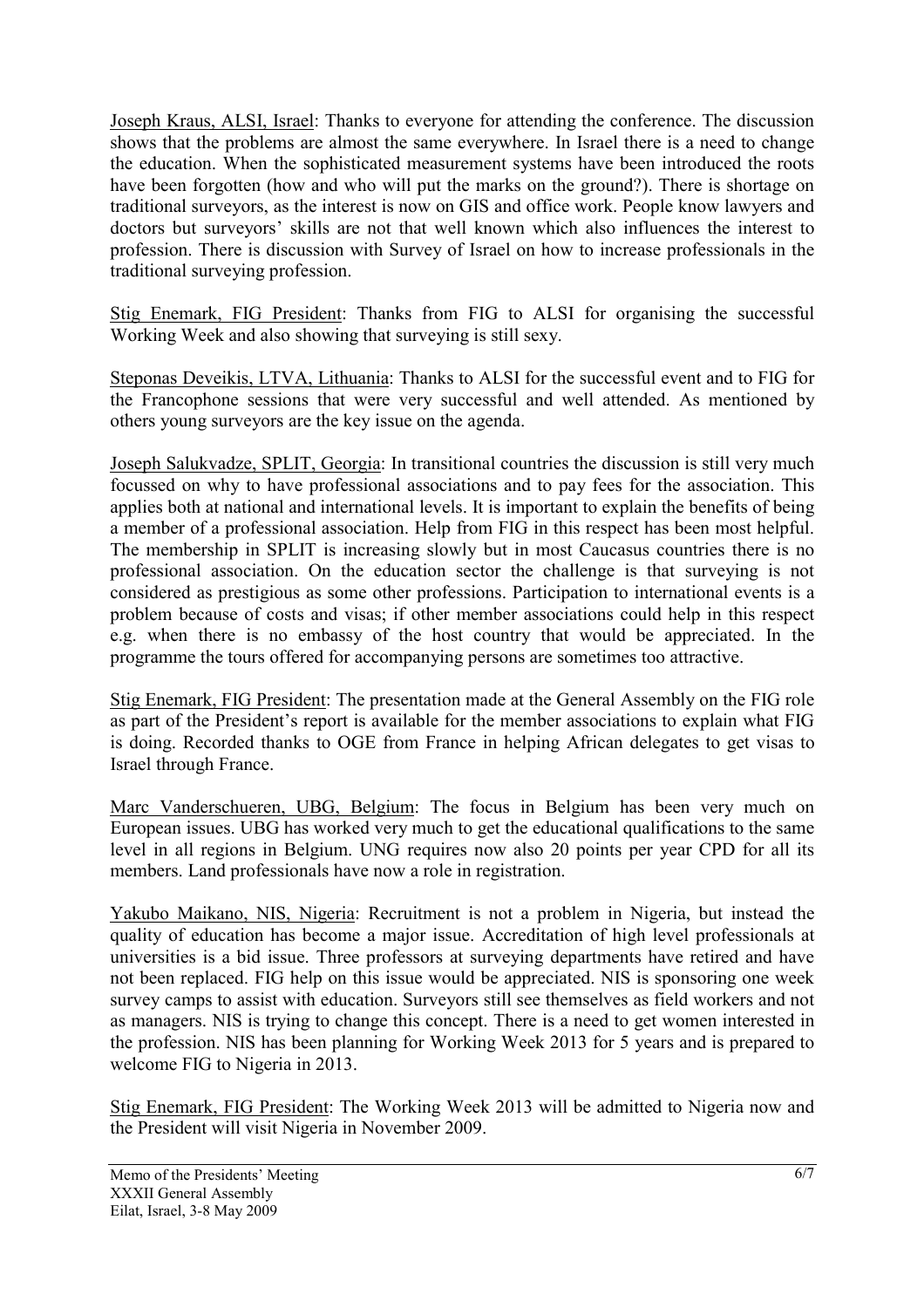Joseph Kraus, ALSI, Israel: Thanks to everyone for attending the conference. The discussion shows that the problems are almost the same everywhere. In Israel there is a need to change the education. When the sophisticated measurement systems have been introduced the roots have been forgotten (how and who will put the marks on the ground?). There is shortage on traditional surveyors, as the interest is now on GIS and office work. People know lawyers and doctors but surveyors' skills are not that well known which also influences the interest to profession. There is discussion with Survey of Israel on how to increase professionals in the traditional surveying profession.

Stig Enemark, FIG President: Thanks from FIG to ALSI for organising the successful Working Week and also showing that surveying is still sexy.

Steponas Deveikis, LTVA, Lithuania: Thanks to ALSI for the successful event and to FIG for the Francophone sessions that were very successful and well attended. As mentioned by others young surveyors are the key issue on the agenda.

Joseph Salukvadze, SPLIT, Georgia: In transitional countries the discussion is still very much focussed on why to have professional associations and to pay fees for the association. This applies both at national and international levels. It is important to explain the benefits of being a member of a professional association. Help from FIG in this respect has been most helpful. The membership in SPLIT is increasing slowly but in most Caucasus countries there is no professional association. On the education sector the challenge is that surveying is not considered as prestigious as some other professions. Participation to international events is a problem because of costs and visas; if other member associations could help in this respect e.g. when there is no embassy of the host country that would be appreciated. In the programme the tours offered for accompanying persons are sometimes too attractive.

Stig Enemark, FIG President: The presentation made at the General Assembly on the FIG role as part of the President's report is available for the member associations to explain what FIG is doing. Recorded thanks to OGE from France in helping African delegates to get visas to Israel through France.

Marc Vanderschueren, UBG, Belgium: The focus in Belgium has been very much on European issues. UBG has worked very much to get the educational qualifications to the same level in all regions in Belgium. UNG requires now also 20 points per year CPD for all its members. Land professionals have now a role in registration.

Yakubo Maikano, NIS, Nigeria: Recruitment is not a problem in Nigeria, but instead the quality of education has become a major issue. Accreditation of high level professionals at universities is a bid issue. Three professors at surveying departments have retired and have not been replaced. FIG help on this issue would be appreciated. NIS is sponsoring one week survey camps to assist with education. Surveyors still see themselves as field workers and not as managers. NIS is trying to change this concept. There is a need to get women interested in the profession. NIS has been planning for Working Week 2013 for 5 years and is prepared to welcome FIG to Nigeria in 2013.

Stig Enemark, FIG President: The Working Week 2013 will be admitted to Nigeria now and the President will visit Nigeria in November 2009.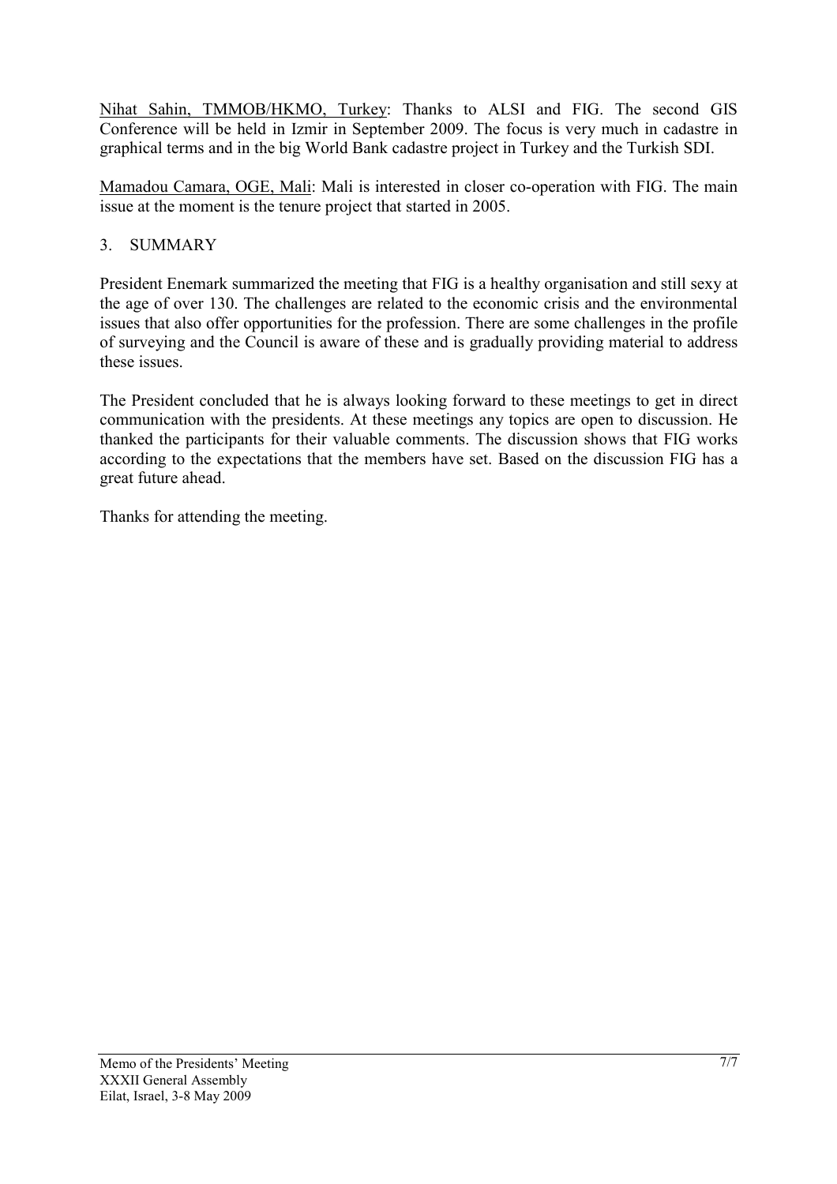Nihat Sahin, TMMOB/HKMO, Turkey: Thanks to ALSI and FIG. The second GIS Conference will be held in Izmir in September 2009. The focus is very much in cadastre in graphical terms and in the big World Bank cadastre project in Turkey and the Turkish SDI.

Mamadou Camara, OGE, Mali: Mali is interested in closer co-operation with FIG. The main issue at the moment is the tenure project that started in 2005.

## 3. SUMMARY

President Enemark summarized the meeting that FIG is a healthy organisation and still sexy at the age of over 130. The challenges are related to the economic crisis and the environmental issues that also offer opportunities for the profession. There are some challenges in the profile of surveying and the Council is aware of these and is gradually providing material to address these issues.

The President concluded that he is always looking forward to these meetings to get in direct communication with the presidents. At these meetings any topics are open to discussion. He thanked the participants for their valuable comments. The discussion shows that FIG works according to the expectations that the members have set. Based on the discussion FIG has a great future ahead.

Thanks for attending the meeting.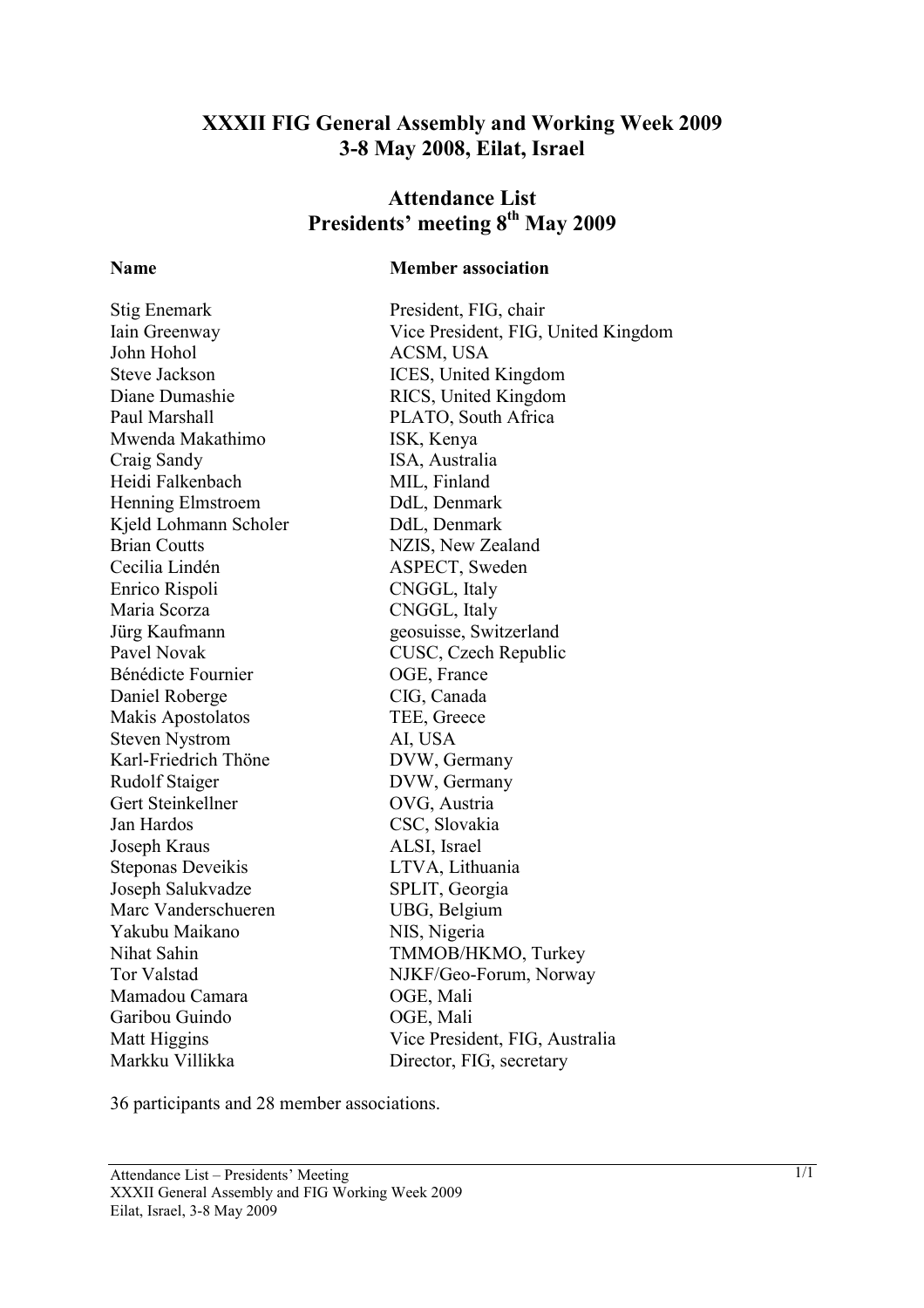# XXXII FIG General Assembly and Working Week 2009
# 3-8 May 2008, Eilat, Israel

## Attendance List
## Presidents' meeting 8th May 2009

| Name | Member association |
|---|---|
| Stig Enemark | President, FIG, chair |
| Iain Greenway | Vice President, FIG, United Kingdom |
| John Hohol | ACSM, USA |
| Steve Jackson | ICES, United Kingdom |
| Diane Dumashie | RICS, United Kingdom |
| Paul Marshall | PLATO, South Africa |
| Mwenda Makathimo | ISK, Kenya |
| Craig Sandy | ISA, Australia |
| Heidi Falkenbach | MIL, Finland |
| Henning Elmstroem | DdL, Denmark |
| Kjeld Lohmann Scholer | DdL, Denmark |
| Brian Coutts | NZIS, New Zealand |
| Cecilia Lindén | ASPECT, Sweden |
| Enrico Rispoli | CNGGL, Italy |
| Maria Scorza | CNGGL, Italy |
| Jürg Kaufmann | geosuisse, Switzerland |
| Pavel Novak | CUSC, Czech Republic |
| Bénédicte Fournier | OGE, France |
| Daniel Roberge | CIG, Canada |
| Makis Apostolatos | TEE, Greece |
| Steven Nystrom | AI, USA |
| Karl-Friedrich Thöne | DVW, Germany |
| Rudolf Staiger | DVW, Germany |
| Gert Steinkellner | OVG, Austria |
| Jan Hardos | CSC, Slovakia |
| Joseph Kraus | ALSI, Israel |
| Steponas Deveikis | LTVA, Lithuania |
| Joseph Salukvadze | SPLIT, Georgia |
| Marc Vanderschueren | UBG, Belgium |
| Yakubu Maikano | NIS, Nigeria |
| Nihat Sahin | TMMOB/HKMO, Turkey |
| Tor Valstad | NJKF/Geo-Forum, Norway |
| Mamadou Camara | OGE, Mali |
| Garibou Guindo | OGE, Mali |
| Matt Higgins | Vice President, FIG, Australia |
| Markku Villikka | Director, FIG, secretary |

36 participants and 28 member associations.